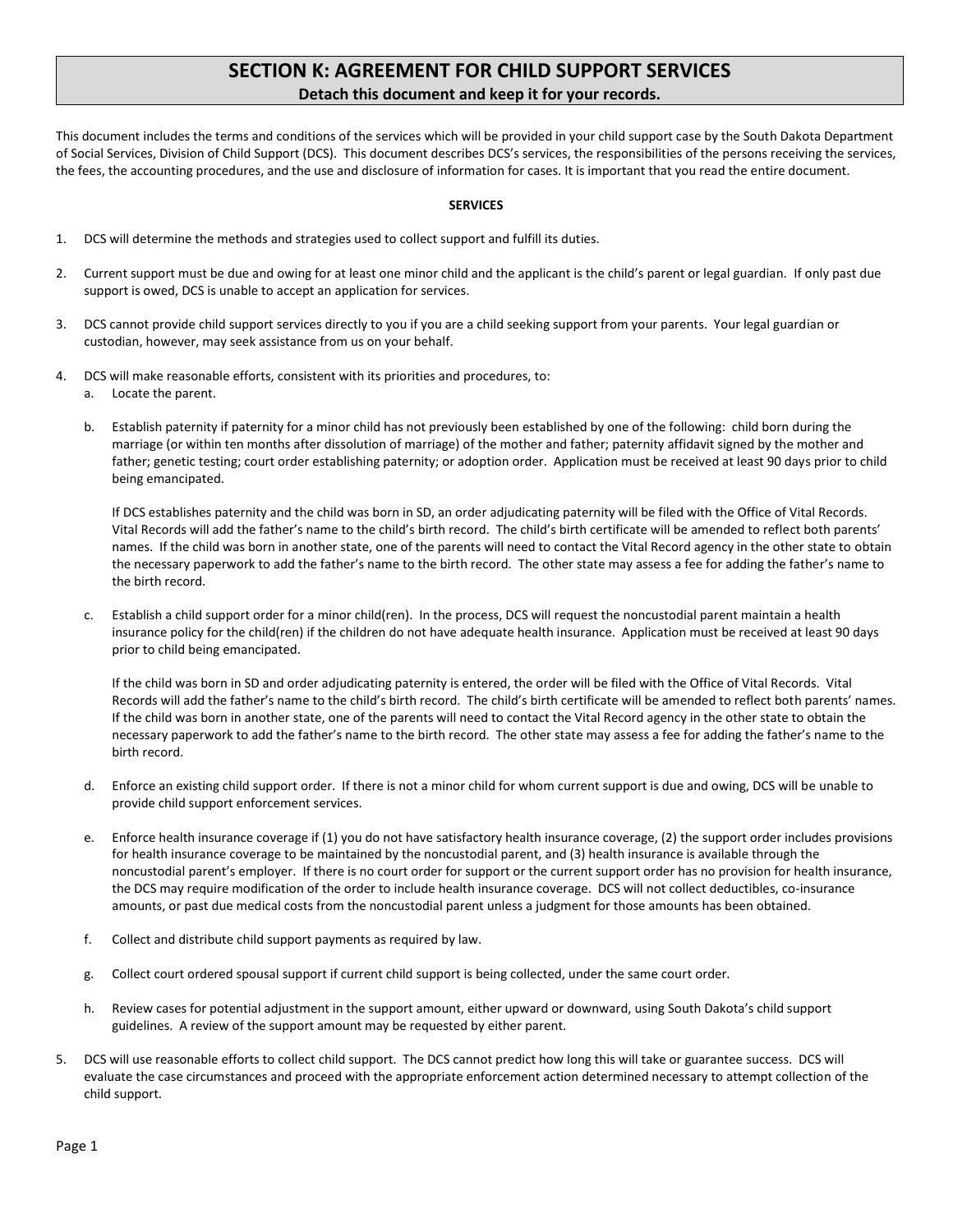# SECTION K: AGREEMENT FOR CHILD SUPPORT SERVICES

**Detach this document and keep it for your records.**

This document includes the terms and conditions of the services which will be provided in your child support case by the South Dakota Department of Social Services, Division of Child Support (DCS). This document describes DCS's services, the responsibilities of the persons receiving the services, the fees, the accounting procedures, and the use and disclosure of information for cases. It is important that you read the entire document.

## SERVICES

1. DCS will determine the methods and strategies used to collect support and fulfill its duties.

2. Current support must be due and owing for at least one minor child and the applicant is the child's parent or legal guardian. If only past due support is owed, DCS is unable to accept an application for services.

3. DCS cannot provide child support services directly to you if you are a child seeking support from your parents. Your legal guardian or custodian, however, may seek assistance from us on your behalf.

4. DCS will make reasonable efforts, consistent with its priorities and procedures, to:
   a. Locate the parent.

   b. Establish paternity if paternity for a minor child has not previously been established by one of the following: child born during the marriage (or within ten months after dissolution of marriage) of the mother and father; paternity affidavit signed by the mother and father; genetic testing; court order establishing paternity; or adoption order. Application must be received at least 90 days prior to child being emancipated.

      If DCS establishes paternity and the child was born in SD, an order adjudicating paternity will be filed with the Office of Vital Records. Vital Records will add the father's name to the child's birth record. The child's birth certificate will be amended to reflect both parents' names. If the child was born in another state, one of the parents will need to contact the Vital Record agency in the other state to obtain the necessary paperwork to add the father's name to the birth record. The other state may assess a fee for adding the father's name to the birth record.

   c. Establish a child support order for a minor child(ren). In the process, DCS will request the noncustodial parent maintain a health insurance policy for the child(ren) if the children do not have adequate health insurance. Application must be received at least 90 days prior to child being emancipated.

      If the child was born in SD and order adjudicating paternity is entered, the order will be filed with the Office of Vital Records. Vital Records will add the father's name to the child's birth record. The child's birth certificate will be amended to reflect both parents' names. If the child was born in another state, one of the parents will need to contact the Vital Record agency in the other state to obtain the necessary paperwork to add the father's name to the birth record. The other state may assess a fee for adding the father's name to the birth record.

   d. Enforce an existing child support order. If there is not a minor child for whom current support is due and owing, DCS will be unable to provide child support enforcement services.

   e. Enforce health insurance coverage if (1) you do not have satisfactory health insurance coverage, (2) the support order includes provisions for health insurance coverage to be maintained by the noncustodial parent, and (3) health insurance is available through the noncustodial parent's employer. If there is no court order for support or the current support order has no provision for health insurance, the DCS may require modification of the order to include health insurance coverage. DCS will not collect deductibles, co-insurance amounts, or past due medical costs from the noncustodial parent unless a judgment for those amounts has been obtained.

   f. Collect and distribute child support payments as required by law.

   g. Collect court ordered spousal support if current child support is being collected, under the same court order.

   h. Review cases for potential adjustment in the support amount, either upward or downward, using South Dakota's child support guidelines. A review of the support amount may be requested by either parent.

5. DCS will use reasonable efforts to collect child support. The DCS cannot predict how long this will take or guarantee success. DCS will evaluate the case circumstances and proceed with the appropriate enforcement action determined necessary to attempt collection of the child support.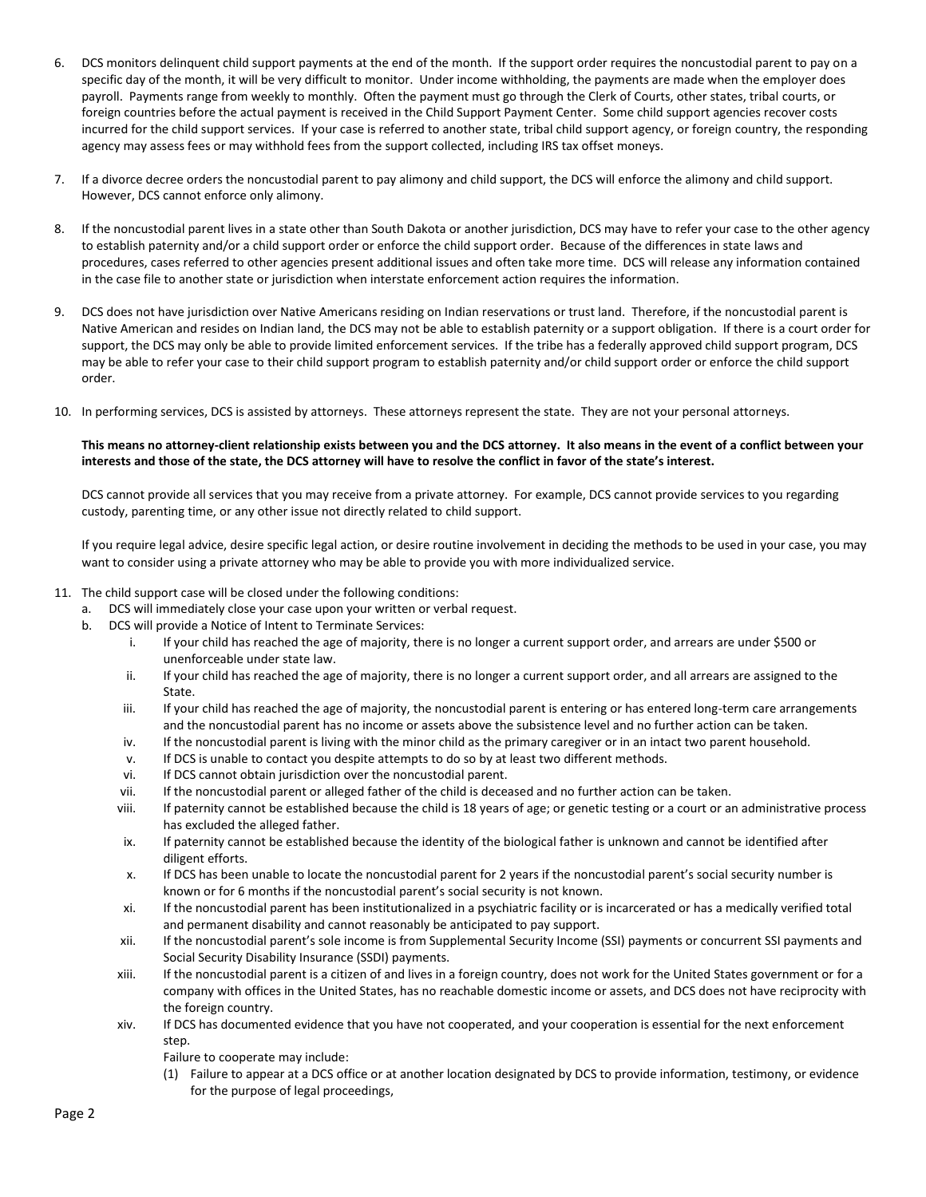6. DCS monitors delinquent child support payments at the end of the month. If the support order requires the noncustodial parent to pay on a specific day of the month, it will be very difficult to monitor. Under income withholding, the payments are made when the employer does payroll. Payments range from weekly to monthly. Often the payment must go through the Clerk of Courts, other states, tribal courts, or foreign countries before the actual payment is received in the Child Support Payment Center. Some child support agencies recover costs incurred for the child support services. If your case is referred to another state, tribal child support agency, or foreign country, the responding agency may assess fees or may withhold fees from the support collected, including IRS tax offset moneys.

7. If a divorce decree orders the noncustodial parent to pay alimony and child support, the DCS will enforce the alimony and child support. However, DCS cannot enforce only alimony.

8. If the noncustodial parent lives in a state other than South Dakota or another jurisdiction, DCS may have to refer your case to the other agency to establish paternity and/or a child support order or enforce the child support order. Because of the differences in state laws and procedures, cases referred to other agencies present additional issues and often take more time. DCS will release any information contained in the case file to another state or jurisdiction when interstate enforcement action requires the information.

9. DCS does not have jurisdiction over Native Americans residing on Indian reservations or trust land. Therefore, if the noncustodial parent is Native American and resides on Indian land, the DCS may not be able to establish paternity or a support obligation. If there is a court order for support, the DCS may only be able to provide limited enforcement services. If the tribe has a federally approved child support program, DCS may be able to refer your case to their child support program to establish paternity and/or child support order or enforce the child support order.

10. In performing services, DCS is assisted by attorneys. These attorneys represent the state. They are not your personal attorneys.

    **This means no attorney-client relationship exists between you and the DCS attorney. It also means in the event of a conflict between your interests and those of the state, the DCS attorney will have to resolve the conflict in favor of the state's interest.**

    DCS cannot provide all services that you may receive from a private attorney. For example, DCS cannot provide services to you regarding custody, parenting time, or any other issue not directly related to child support.

    If you require legal advice, desire specific legal action, or desire routine involvement in deciding the methods to be used in your case, you may want to consider using a private attorney who may be able to provide you with more individualized service.

11. The child support case will be closed under the following conditions:
    a. DCS will immediately close your case upon your written or verbal request.
    b. DCS will provide a Notice of Intent to Terminate Services:
        i. If your child has reached the age of majority, there is no longer a current support order, and arrears are under $500 or unenforceable under state law.
        ii. If your child has reached the age of majority, there is no longer a current support order, and all arrears are assigned to the State.
        iii. If your child has reached the age of majority, the noncustodial parent is entering or has entered long-term care arrangements and the noncustodial parent has no income or assets above the subsistence level and no further action can be taken.
        iv. If the noncustodial parent is living with the minor child as the primary caregiver or in an intact two parent household.
        v. If DCS is unable to contact you despite attempts to do so by at least two different methods.
        vi. If DCS cannot obtain jurisdiction over the noncustodial parent.
        vii. If the noncustodial parent or alleged father of the child is deceased and no further action can be taken.
        viii. If paternity cannot be established because the child is 18 years of age; or genetic testing or a court or an administrative process has excluded the alleged father.
        ix. If paternity cannot be established because the identity of the biological father is unknown and cannot be identified after diligent efforts.
        x. If DCS has been unable to locate the noncustodial parent for 2 years if the noncustodial parent's social security number is known or for 6 months if the noncustodial parent's social security is not known.
        xi. If the noncustodial parent has been institutionalized in a psychiatric facility or is incarcerated or has a medically verified total and permanent disability and cannot reasonably be anticipated to pay support.
        xii. If the noncustodial parent's sole income is from Supplemental Security Income (SSI) payments or concurrent SSI payments and Social Security Disability Insurance (SSDI) payments.
        xiii. If the noncustodial parent is a citizen of and lives in a foreign country, does not work for the United States government or for a company with offices in the United States, has no reachable domestic income or assets, and DCS does not have reciprocity with the foreign country.
        xiv. If DCS has documented evidence that you have not cooperated, and your cooperation is essential for the next enforcement step.
        
        Failure to cooperate may include:
        
        (1) Failure to appear at a DCS office or at another location designated by DCS to provide information, testimony, or evidence for the purpose of legal proceedings,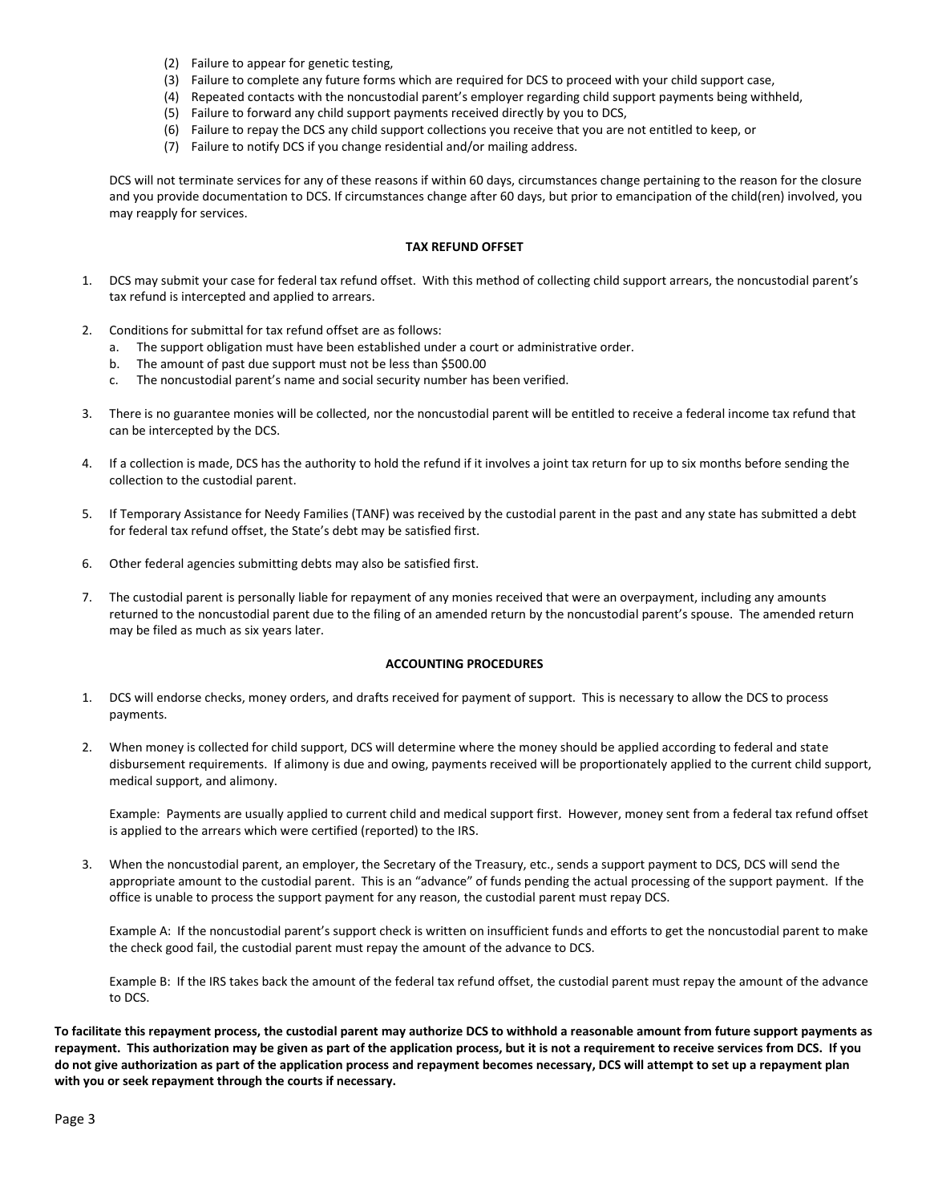(2) Failure to appear for genetic testing,
(3) Failure to complete any future forms which are required for DCS to proceed with your child support case,
(4) Repeated contacts with the noncustodial parent's employer regarding child support payments being withheld,
(5) Failure to forward any child support payments received directly by you to DCS,
(6) Failure to repay the DCS any child support collections you receive that you are not entitled to keep, or
(7) Failure to notify DCS if you change residential and/or mailing address.

DCS will not terminate services for any of these reasons if within 60 days, circumstances change pertaining to the reason for the closure and you provide documentation to DCS. If circumstances change after 60 days, but prior to emancipation of the child(ren) involved, you may reapply for services.

**TAX REFUND OFFSET**

1. DCS may submit your case for federal tax refund offset. With this method of collecting child support arrears, the noncustodial parent's tax refund is intercepted and applied to arrears.

2. Conditions for submittal for tax refund offset are as follows:
   a. The support obligation must have been established under a court or administrative order.
   b. The amount of past due support must not be less than $500.00
   c. The noncustodial parent's name and social security number has been verified.

3. There is no guarantee monies will be collected, nor the noncustodial parent will be entitled to receive a federal income tax refund that can be intercepted by the DCS.

4. If a collection is made, DCS has the authority to hold the refund if it involves a joint tax return for up to six months before sending the collection to the custodial parent.

5. If Temporary Assistance for Needy Families (TANF) was received by the custodial parent in the past and any state has submitted a debt for federal tax refund offset, the State's debt may be satisfied first.

6. Other federal agencies submitting debts may also be satisfied first.

7. The custodial parent is personally liable for repayment of any monies received that were an overpayment, including any amounts returned to the noncustodial parent due to the filing of an amended return by the noncustodial parent's spouse. The amended return may be filed as much as six years later.

**ACCOUNTING PROCEDURES**

1. DCS will endorse checks, money orders, and drafts received for payment of support. This is necessary to allow the DCS to process payments.

2. When money is collected for child support, DCS will determine where the money should be applied according to federal and state disbursement requirements. If alimony is due and owing, payments received will be proportionately applied to the current child support, medical support, and alimony.

   Example: Payments are usually applied to current child and medical support first. However, money sent from a federal tax refund offset is applied to the arrears which were certified (reported) to the IRS.

3. When the noncustodial parent, an employer, the Secretary of the Treasury, etc., sends a support payment to DCS, DCS will send the appropriate amount to the custodial parent. This is an "advance" of funds pending the actual processing of the support payment. If the office is unable to process the support payment for any reason, the custodial parent must repay DCS.

   Example A: If the noncustodial parent's support check is written on insufficient funds and efforts to get the noncustodial parent to make the check good fail, the custodial parent must repay the amount of the advance to DCS.

   Example B: If the IRS takes back the amount of the federal tax refund offset, the custodial parent must repay the amount of the advance to DCS.

**To facilitate this repayment process, the custodial parent may authorize DCS to withhold a reasonable amount from future support payments as repayment. This authorization may be given as part of the application process, but it is not a requirement to receive services from DCS. If you do not give authorization as part of the application process and repayment becomes necessary, DCS will attempt to set up a repayment plan with you or seek repayment through the courts if necessary.**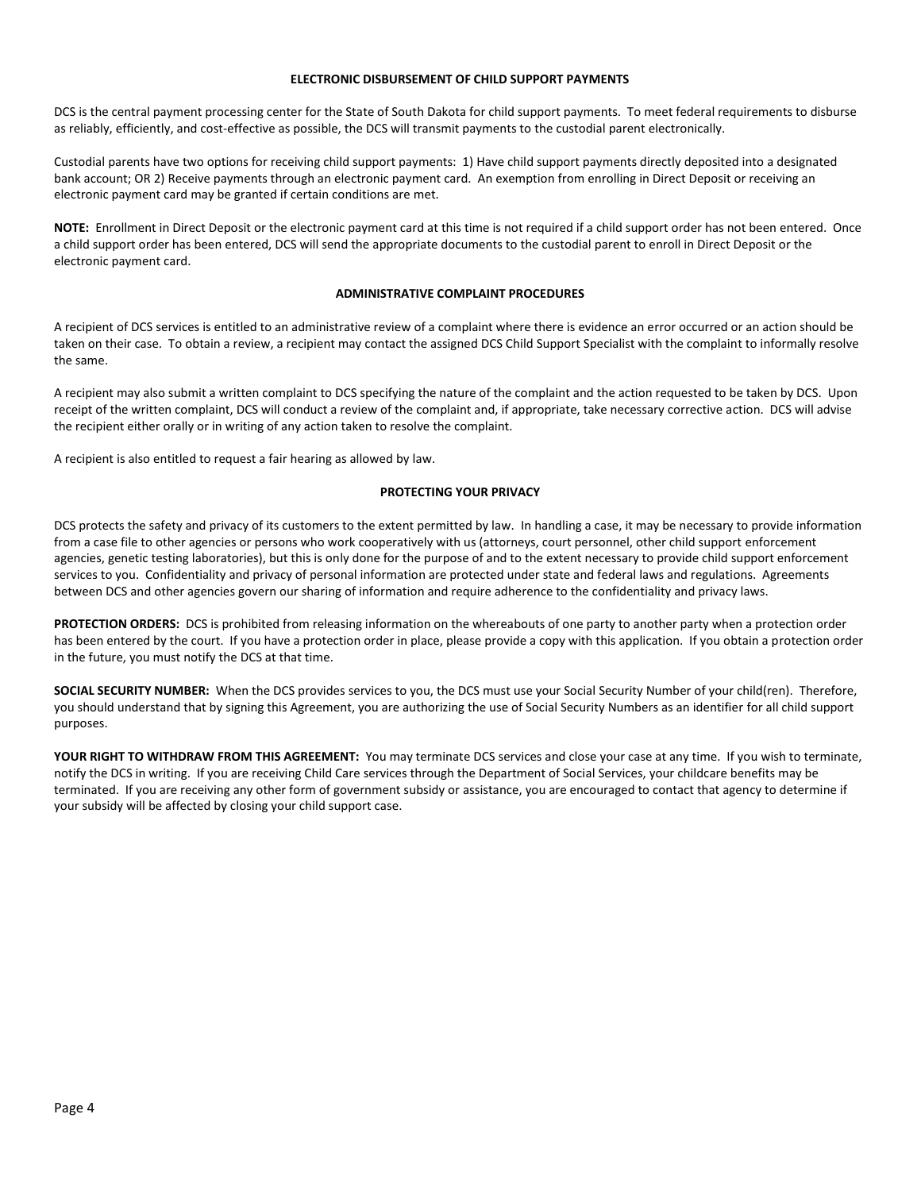## ELECTRONIC DISBURSEMENT OF CHILD SUPPORT PAYMENTS

DCS is the central payment processing center for the State of South Dakota for child support payments. To meet federal requirements to disburse as reliably, efficiently, and cost-effective as possible, the DCS will transmit payments to the custodial parent electronically.

Custodial parents have two options for receiving child support payments: 1) Have child support payments directly deposited into a designated bank account; OR 2) Receive payments through an electronic payment card. An exemption from enrolling in Direct Deposit or receiving an electronic payment card may be granted if certain conditions are met.

**NOTE:** Enrollment in Direct Deposit or the electronic payment card at this time is not required if a child support order has not been entered. Once a child support order has been entered, DCS will send the appropriate documents to the custodial parent to enroll in Direct Deposit or the electronic payment card.

## ADMINISTRATIVE COMPLAINT PROCEDURES

A recipient of DCS services is entitled to an administrative review of a complaint where there is evidence an error occurred or an action should be taken on their case. To obtain a review, a recipient may contact the assigned DCS Child Support Specialist with the complaint to informally resolve the same.

A recipient may also submit a written complaint to DCS specifying the nature of the complaint and the action requested to be taken by DCS. Upon receipt of the written complaint, DCS will conduct a review of the complaint and, if appropriate, take necessary corrective action. DCS will advise the recipient either orally or in writing of any action taken to resolve the complaint.

A recipient is also entitled to request a fair hearing as allowed by law.

## PROTECTING YOUR PRIVACY

DCS protects the safety and privacy of its customers to the extent permitted by law. In handling a case, it may be necessary to provide information from a case file to other agencies or persons who work cooperatively with us (attorneys, court personnel, other child support enforcement agencies, genetic testing laboratories), but this is only done for the purpose of and to the extent necessary to provide child support enforcement services to you. Confidentiality and privacy of personal information are protected under state and federal laws and regulations. Agreements between DCS and other agencies govern our sharing of information and require adherence to the confidentiality and privacy laws.

**PROTECTION ORDERS:** DCS is prohibited from releasing information on the whereabouts of one party to another party when a protection order has been entered by the court. If you have a protection order in place, please provide a copy with this application. If you obtain a protection order in the future, you must notify the DCS at that time.

**SOCIAL SECURITY NUMBER:** When the DCS provides services to you, the DCS must use your Social Security Number of your child(ren). Therefore, you should understand that by signing this Agreement, you are authorizing the use of Social Security Numbers as an identifier for all child support purposes.

**YOUR RIGHT TO WITHDRAW FROM THIS AGREEMENT:** You may terminate DCS services and close your case at any time. If you wish to terminate, notify the DCS in writing. If you are receiving Child Care services through the Department of Social Services, your childcare benefits may be terminated. If you are receiving any other form of government subsidy or assistance, you are encouraged to contact that agency to determine if your subsidy will be affected by closing your child support case.